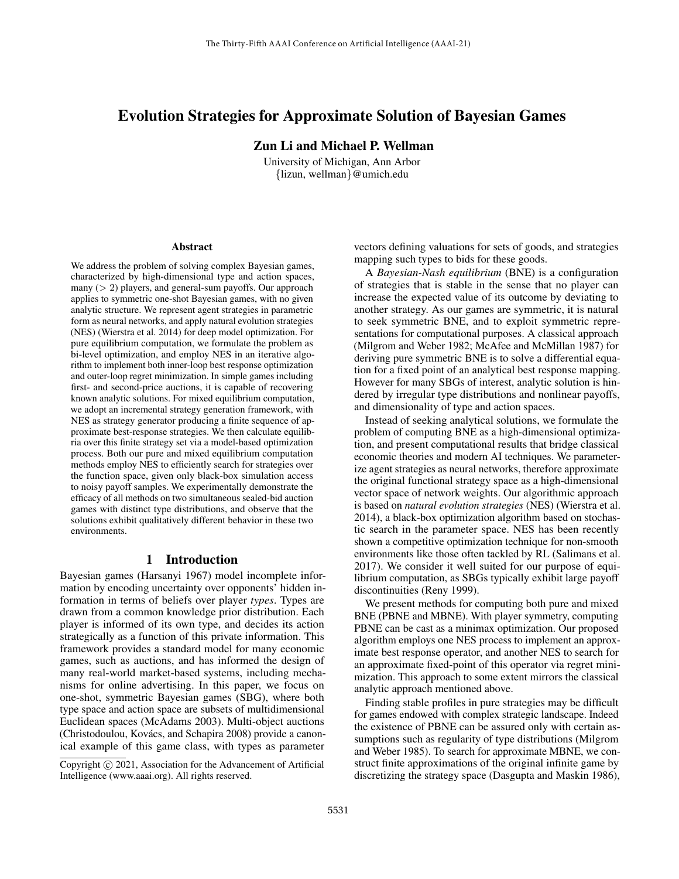# Evolution Strategies for Approximate Solution of Bayesian Games

**Zun Li and Michael P. Wellman**

University of Michigan, Ann Arbor
{lizun, wellman}@umich.edu

### Abstract

We address the problem of solving complex Bayesian games, characterized by high-dimensional type and action spaces, many ($> 2$) players, and general-sum payoffs. Our approach applies to symmetric one-shot Bayesian games, with no given analytic structure. We represent agent strategies in parametric form as neural networks, and apply natural evolution strategies (NES) (Wierstra et al. 2014) for deep model optimization. For pure equilibrium computation, we formulate the problem as bi-level optimization, and employ NES in an iterative algorithm to implement both inner-loop best response optimization and outer-loop regret minimization. In simple games including first- and second-price auctions, it is capable of recovering known analytic solutions. For mixed equilibrium computation, we adopt an incremental strategy generation framework, with NES as strategy generator producing a finite sequence of approximate best-response strategies. We then calculate equilibria over this finite strategy set via a model-based optimization process. Both our pure and mixed equilibrium computation methods employ NES to efficiently search for strategies over the function space, given only black-box simulation access to noisy payoff samples. We experimentally demonstrate the efficacy of all methods on two simultaneous sealed-bid auction games with distinct type distributions, and observe that the solutions exhibit qualitatively different behavior in these two environments.

## 1 Introduction

Bayesian games (Harsanyi 1967) model incomplete information by encoding uncertainty over opponents' hidden information in terms of beliefs over player *types*. Types are drawn from a common knowledge prior distribution. Each player is informed of its own type, and decides its action strategically as a function of this private information. This framework provides a standard model for many economic games, such as auctions, and has informed the design of many real-world market-based systems, including mechanisms for online advertising. In this paper, we focus on one-shot, symmetric Bayesian games (SBG), where both type space and action space are subsets of multidimensional Euclidean spaces (McAdams 2003). Multi-object auctions (Christodoulou, Kovács, and Schapira 2008) provide a canonical example of this game class, with types as parameter vectors defining valuations for sets of goods, and strategies mapping such types to bids for these goods.

A *Bayesian-Nash equilibrium* (BNE) is a configuration of strategies that is stable in the sense that no player can increase the expected value of its outcome by deviating to another strategy. As our games are symmetric, it is natural to seek symmetric BNE, and to exploit symmetric representations for computational purposes. A classical approach (Milgrom and Weber 1982; McAfee and McMillan 1987) for deriving pure symmetric BNE is to solve a differential equation for a fixed point of an analytical best response mapping. However for many SBGs of interest, analytic solution is hindered by irregular type distributions and nonlinear payoffs, and dimensionality of type and action spaces.

Instead of seeking analytical solutions, we formulate the problem of computing BNE as a high-dimensional optimization, and present computational results that bridge classical economic theories and modern AI techniques. We parameterize agent strategies as neural networks, therefore approximate the original functional strategy space as a high-dimensional vector space of network weights. Our algorithmic approach is based on *natural evolution strategies* (NES) (Wierstra et al. 2014), a black-box optimization algorithm based on stochastic search in the parameter space. NES has been recently shown a competitive optimization technique for non-smooth environments like those often tackled by RL (Salimans et al. 2017). We consider it well suited for our purpose of equilibrium computation, as SBGs typically exhibit large payoff discontinuities (Reny 1999).

We present methods for computing both pure and mixed BNE (PBNE and MBNE). With player symmetry, computing PBNE can be cast as a minimax optimization. Our proposed algorithm employs one NES process to implement an approximate best response operator, and another NES to search for an approximate fixed-point of this operator via regret minimization. This approach to some extent mirrors the classical analytic approach mentioned above.

Finding stable profiles in pure strategies may be difficult for games endowed with complex strategic landscape. Indeed the existence of PBNE can be assured only with certain assumptions such as regularity of type distributions (Milgrom and Weber 1985). To search for approximate MBNE, we construct finite approximations of the original infinite game by discretizing the strategy space (Dasgupta and Maskin 1986),

Copyright © 2021, Association for the Advancement of Artificial Intelligence (www.aaai.org). All rights reserved.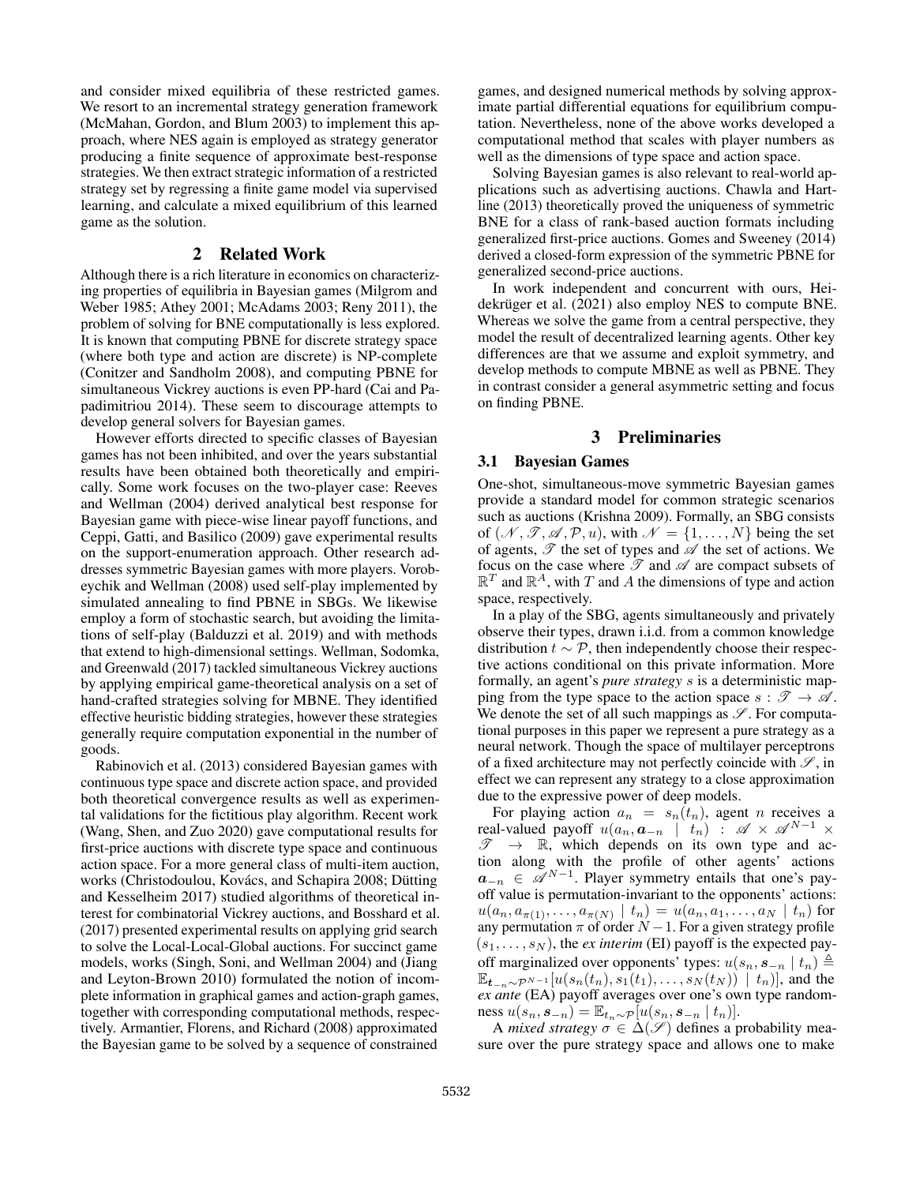and consider mixed equilibria of these restricted games. We resort to an incremental strategy generation framework (McMahan, Gordon, and Blum 2003) to implement this approach, where NES again is employed as strategy generator producing a finite sequence of approximate best-response strategies. We then extract strategic information of a restricted strategy set by regressing a finite game model via supervised learning, and calculate a mixed equilibrium of this learned game as the solution.

## 2 Related Work

Although there is a rich literature in economics on characterizing properties of equilibria in Bayesian games (Milgrom and Weber 1985; Athey 2001; McAdams 2003; Reny 2011), the problem of solving for BNE computationally is less explored. It is known that computing PBNE for discrete strategy space (where both type and action are discrete) is NP-complete (Conitzer and Sandholm 2008), and computing PBNE for simultaneous Vickrey auctions is even PP-hard (Cai and Papadimitriou 2014). These seem to discourage attempts to develop general solvers for Bayesian games.

However efforts directed to specific classes of Bayesian games has not been inhibited, and over the years substantial results have been obtained both theoretically and empirically. Some work focuses on the two-player case: Reeves and Wellman (2004) derived analytical best response for Bayesian game with piece-wise linear payoff functions, and Ceppi, Gatti, and Basilico (2009) gave experimental results on the support-enumeration approach. Other research addresses symmetric Bayesian games with more players. Vorobeychik and Wellman (2008) used self-play implemented by simulated annealing to find PBNE in SBGs. We likewise employ a form of stochastic search, but avoiding the limitations of self-play (Balduzzi et al. 2019) and with methods that extend to high-dimensional settings. Wellman, Sodomka, and Greenwald (2017) tackled simultaneous Vickrey auctions by applying empirical game-theoretical analysis on a set of hand-crafted strategies solving for MBNE. They identified effective heuristic bidding strategies, however these strategies generally require computation exponential in the number of goods.

Rabinovich et al. (2013) considered Bayesian games with continuous type space and discrete action space, and provided both theoretical convergence results as well as experimental validations for the fictitious play algorithm. Recent work (Wang, Shen, and Zuo 2020) gave computational results for first-price auctions with discrete type space and continuous action space. For a more general class of multi-item auction, works (Christodoulou, Kovács, and Schapira 2008; Dütting and Kesselheim 2017) studied algorithms of theoretical interest for combinatorial Vickrey auctions, and Bosshard et al. (2017) presented experimental results on applying grid search to solve the Local-Local-Global auctions. For succinct game models, works (Singh, Soni, and Wellman 2004) and (Jiang and Leyton-Brown 2010) formulated the notion of incomplete information in graphical games and action-graph games, together with corresponding computational methods, respectively. Armantier, Florens, and Richard (2008) approximated the Bayesian game to be solved by a sequence of constrained games, and designed numerical methods by solving approximate partial differential equations for equilibrium computation. Nevertheless, none of the above works developed a computational method that scales with player numbers as well as the dimensions of type space and action space.

Solving Bayesian games is also relevant to real-world applications such as advertising auctions. Chawla and Hartline (2013) theoretically proved the uniqueness of symmetric BNE for a class of rank-based auction formats including generalized first-price auctions. Gomes and Sweeney (2014) derived a closed-form expression of the symmetric PBNE for generalized second-price auctions.

In work independent and concurrent with ours, Heidekrüger et al. (2021) also employ NES to compute BNE. Whereas we solve the game from a central perspective, they model the result of decentralized learning agents. Other key differences are that we assume and exploit symmetry, and develop methods to compute MBNE as well as PBNE. They in contrast consider a general asymmetric setting and focus on finding PBNE.

## 3 Preliminaries

### 3.1 Bayesian Games

One-shot, simultaneous-move symmetric Bayesian games provide a standard model for common strategic scenarios such as auctions (Krishna 2009). Formally, an SBG consists of $(\mathscr{N}, \mathscr{T}, \mathscr{A}, \mathcal{P}, u)$, with $\mathscr{N} = \{1, \ldots, N\}$ being the set of agents, $\mathscr{T}$ the set of types and $\mathscr{A}$ the set of actions. We focus on the case where $\mathscr{T}$ and $\mathscr{A}$ are compact subsets of $\mathbb{R}^T$ and $\mathbb{R}^A$, with $T$ and $A$ the dimensions of type and action space, respectively.

In a play of the SBG, agents simultaneously and privately observe their types, drawn i.i.d. from a common knowledge distribution $t \sim \mathcal{P}$, then independently choose their respective actions conditional on this private information. More formally, an agent's *pure strategy* $s$ is a deterministic mapping from the type space to the action space $s : \mathscr{T} \to \mathscr{A}$. We denote the set of all such mappings as $\mathscr{S}$. For computational purposes in this paper we represent a pure strategy as a neural network. Though the space of multilayer perceptrons of a fixed architecture may not perfectly coincide with $\mathscr{S}$, in effect we can represent any strategy to a close approximation due to the expressive power of deep models.

For playing action $a_n = s_n(t_n)$, agent $n$ receives a real-valued payoff $u(a_n, \boldsymbol{a}_{-n} \mid t_n) : \mathscr{A} \times \mathscr{A}^{N-1} \times \mathscr{T} \to \mathbb{R}$, which depends on its own type and action along with the profile of other agents' actions $\boldsymbol{a}_{-n} \in \mathscr{A}^{N-1}$. Player symmetry entails that one's payoff value is permutation-invariant to the opponents' actions: $u(a_n, a_{\pi(1)}, \ldots, a_{\pi(N)} \mid t_n) = u(a_n, a_1, \ldots, a_N \mid t_n)$ for any permutation $\pi$ of order $N-1$. For a given strategy profile $(s_1, \ldots, s_N)$, the *ex interim* (EI) payoff is the expected payoff marginalized over opponents' types: $u(s_n, \boldsymbol{s}_{-n} \mid t_n) \triangleq \mathbb{E}_{\boldsymbol{t}_{-n} \sim \mathcal{P}^{N-1}}[u(s_n(t_n), s_1(t_1), \ldots, s_N(t_N)) \mid t_n)]$, and the *ex ante* (EA) payoff averages over one's own type randomness $u(s_n, \boldsymbol{s}_{-n}) = \mathbb{E}_{t_n \sim \mathcal{P}}[u(s_n, \boldsymbol{s}_{-n} \mid t_n)]$.

A *mixed strategy* $\sigma \in \Delta(\mathscr{S})$ defines a probability measure over the pure strategy space and allows one to make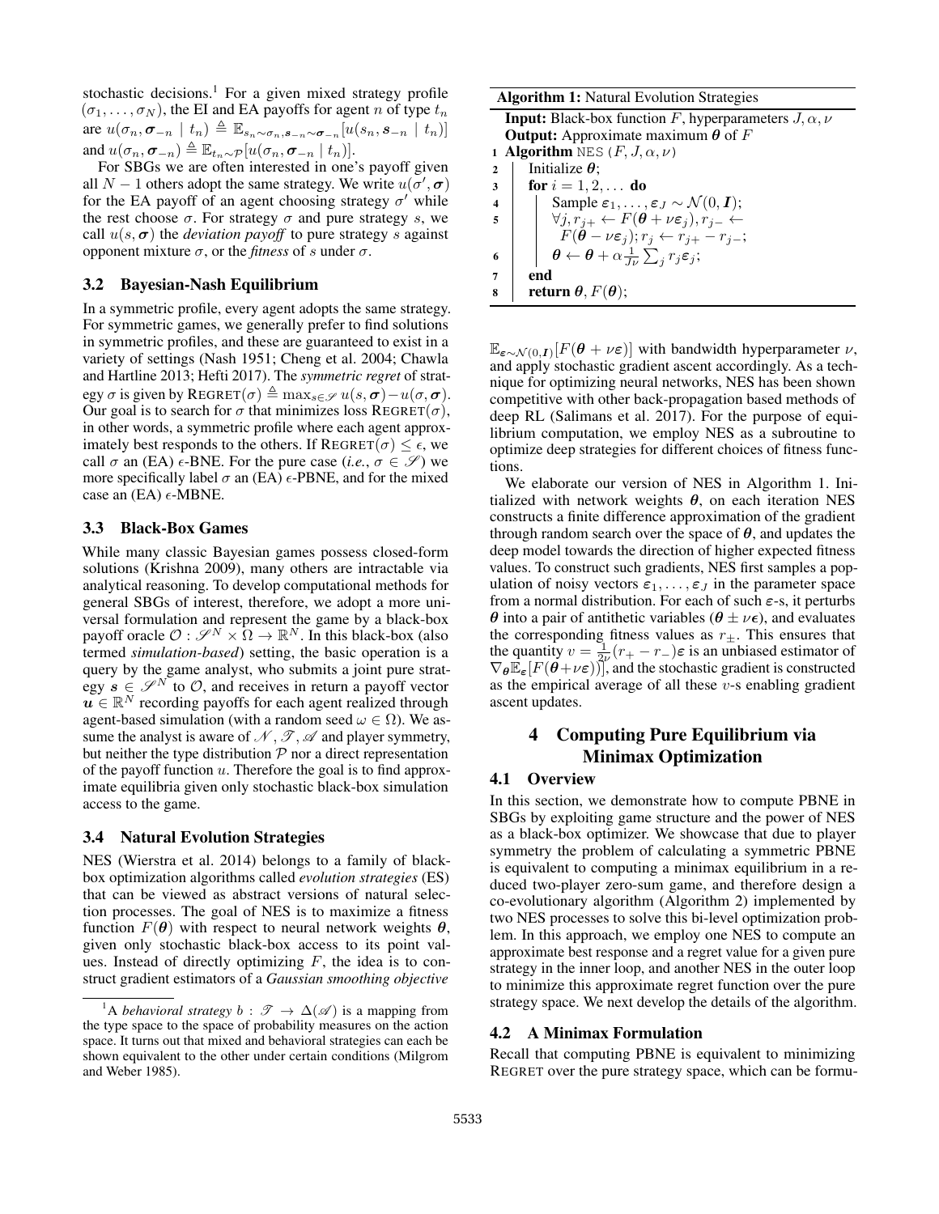stochastic decisions.[1] For a given mixed strategy profile $(\sigma_1, \ldots, \sigma_N)$, the EI and EA payoffs for agent $n$ of type $t_n$ are $u(\sigma_n, \boldsymbol{\sigma}_{-n} \mid t_n) \triangleq \mathbb{E}_{s_n \sim \sigma_n, \boldsymbol{s}_{-n} \sim \boldsymbol{\sigma}_{-n}}[u(s_n, \boldsymbol{s}_{-n} \mid t_n)]$ and $u(\sigma_n, \boldsymbol{\sigma}_{-n}) \triangleq \mathbb{E}_{t_n \sim \mathcal{P}}[u(\sigma_n, \boldsymbol{\sigma}_{-n} \mid t_n)]$.

For SBGs we are often interested in one's payoff given all $N-1$ others adopt the same strategy. We write $u(\sigma', \boldsymbol{\sigma})$ for the EA payoff of an agent choosing strategy $\sigma'$ while the rest choose $\sigma$. For strategy $\sigma$ and pure strategy $s$, we call $u(s, \boldsymbol{\sigma})$ the *deviation payoff* to pure strategy $s$ against opponent mixture $\sigma$, or the *fitness* of $s$ under $\sigma$.

### 3.2 Bayesian-Nash Equilibrium

In a symmetric profile, every agent adopts the same strategy. For symmetric games, we generally prefer to find solutions in symmetric profiles, and these are guaranteed to exist in a variety of settings (Nash 1951; Cheng et al. 2004; Chawla and Hartline 2013; Hefti 2017). The *symmetric regret* of strategy $\sigma$ is given by $\text{REGRET}(\sigma) \triangleq \max_{s \in \mathscr{S}} u(s, \boldsymbol{\sigma}) - u(\sigma, \boldsymbol{\sigma})$. Our goal is to search for $\sigma$ that minimizes loss $\text{REGRET}(\sigma)$, in other words, a symmetric profile where each agent approximately best responds to the others. If $\text{REGRET}(\sigma) \leq \epsilon$, we call $\sigma$ an (EA) $\epsilon$-BNE. For the pure case (*i.e.*, $\sigma \in \mathscr{S}$) we more specifically label $\sigma$ an (EA) $\epsilon$-PBNE, and for the mixed case an (EA) $\epsilon$-MBNE.

### 3.3 Black-Box Games

While many classic Bayesian games possess closed-form solutions (Krishna 2009), many others are intractable via analytical reasoning. To develop computational methods for general SBGs of interest, therefore, we adopt a more universal formulation and represent the game by a black-box payoff oracle $\mathcal{O} : \mathscr{S}^N \times \Omega \to \mathbb{R}^N$. In this black-box (also termed *simulation-based*) setting, the basic operation is a query by the game analyst, who submits a joint pure strategy $\boldsymbol{s} \in \mathscr{S}^N$ to $\mathcal{O}$, and receives in return a payoff vector $\boldsymbol{u} \in \mathbb{R}^N$ recording payoffs for each agent realized through agent-based simulation (with a random seed $\omega \in \Omega$). We assume the analyst is aware of $\mathscr{N}, \mathscr{T}, \mathscr{A}$ and player symmetry, but neither the type distribution $\mathcal{P}$ nor a direct representation of the payoff function $u$. Therefore the goal is to find approximate equilibria given only stochastic black-box simulation access to the game.

### 3.4 Natural Evolution Strategies

NES (Wierstra et al. 2014) belongs to a family of black-box optimization algorithms called *evolution strategies* (ES) that can be viewed as abstract versions of natural selection processes. The goal of NES is to maximize a fitness function $F(\boldsymbol{\theta})$ with respect to neural network weights $\boldsymbol{\theta}$, given only stochastic black-box access to its point values. Instead of directly optimizing $F$, the idea is to construct gradient estimators of a *Gaussian smoothing objective* $\mathbb{E}_{\boldsymbol{\varepsilon} \sim \mathcal{N}(0, \boldsymbol{I})}[F(\boldsymbol{\theta} + \nu\boldsymbol{\varepsilon})]$ with bandwidth hyperparameter $\nu$, and apply stochastic gradient ascent accordingly. As a technique for optimizing neural networks, NES has been shown competitive with other back-propagation based methods of deep RL (Salimans et al. 2017). For the purpose of equilibrium computation, we employ NES as a subroutine to optimize deep strategies for different choices of fitness functions.

[1] A *behavioral strategy* $b : \mathscr{T} \to \Delta(\mathscr{A})$ is a mapping from the type space to the space of probability measures on the action space. It turns out that mixed and behavioral strategies can each be shown equivalent to the other under certain conditions (Milgrom and Weber 1985).

**Algorithm 1:** Natural Evolution Strategies

**Input:** Black-box function $F$, hyperparameters $J, \alpha, \nu$
**Output:** Approximate maximum $\boldsymbol{\theta}$ of $F$

```
1  Algorithm NES (F, J, α, ν)
2      Initialize θ;
3      for i = 1, 2, ... do
4          Sample ε_1, ..., ε_J ~ N(0, I);
5          ∀j, r_{j+} ← F(θ + νε_j), r_{j-} ← F(θ − νε_j); r_j ← r_{j+} − r_{j-};
6          θ ← θ + α (1/(Jν)) Σ_j r_j ε_j;
7      end
8      return θ, F(θ);
```

We elaborate our version of NES in Algorithm 1. Initialized with network weights $\boldsymbol{\theta}$, on each iteration NES constructs a finite difference approximation of the gradient through random search over the space of $\boldsymbol{\theta}$, and updates the deep model towards the direction of higher expected fitness values. To construct such gradients, NES first samples a population of noisy vectors $\boldsymbol{\varepsilon}_1, \ldots, \boldsymbol{\varepsilon}_J$ in the parameter space from a normal distribution. For each of such $\boldsymbol{\varepsilon}$-s, it perturbs $\boldsymbol{\theta}$ into a pair of antithetic variables ($\boldsymbol{\theta} \pm \nu\boldsymbol{\epsilon}$), and evaluates the corresponding fitness values as $r_{\pm}$. This ensures that the quantity $v = \frac{1}{2\nu}(r_+ - r_-)\boldsymbol{\varepsilon}$ is an unbiased estimator of $\nabla_{\boldsymbol{\theta}} \mathbb{E}_{\boldsymbol{\varepsilon}}[F(\boldsymbol{\theta} + \nu\boldsymbol{\varepsilon}))]$, and the stochastic gradient is constructed as the empirical average of all these $v$-s enabling gradient ascent updates.

## 4 Computing Pure Equilibrium via Minimax Optimization

### 4.1 Overview

In this section, we demonstrate how to compute PBNE in SBGs by exploiting game structure and the power of NES as a black-box optimizer. We showcase that due to player symmetry the problem of calculating a symmetric PBNE is equivalent to computing a minimax equilibrium in a reduced two-player zero-sum game, and therefore design a co-evolutionary algorithm (Algorithm 2) implemented by two NES processes to solve this bi-level optimization problem. In this approach, we employ one NES to compute an approximate best response and a regret value for a given pure strategy in the inner loop, and another NES in the outer loop to minimize this approximate regret function over the pure strategy space. We next develop the details of the algorithm.

### 4.2 A Minimax Formulation

Recall that computing PBNE is equivalent to minimizing REGRET over the pure strategy space, which can be formu-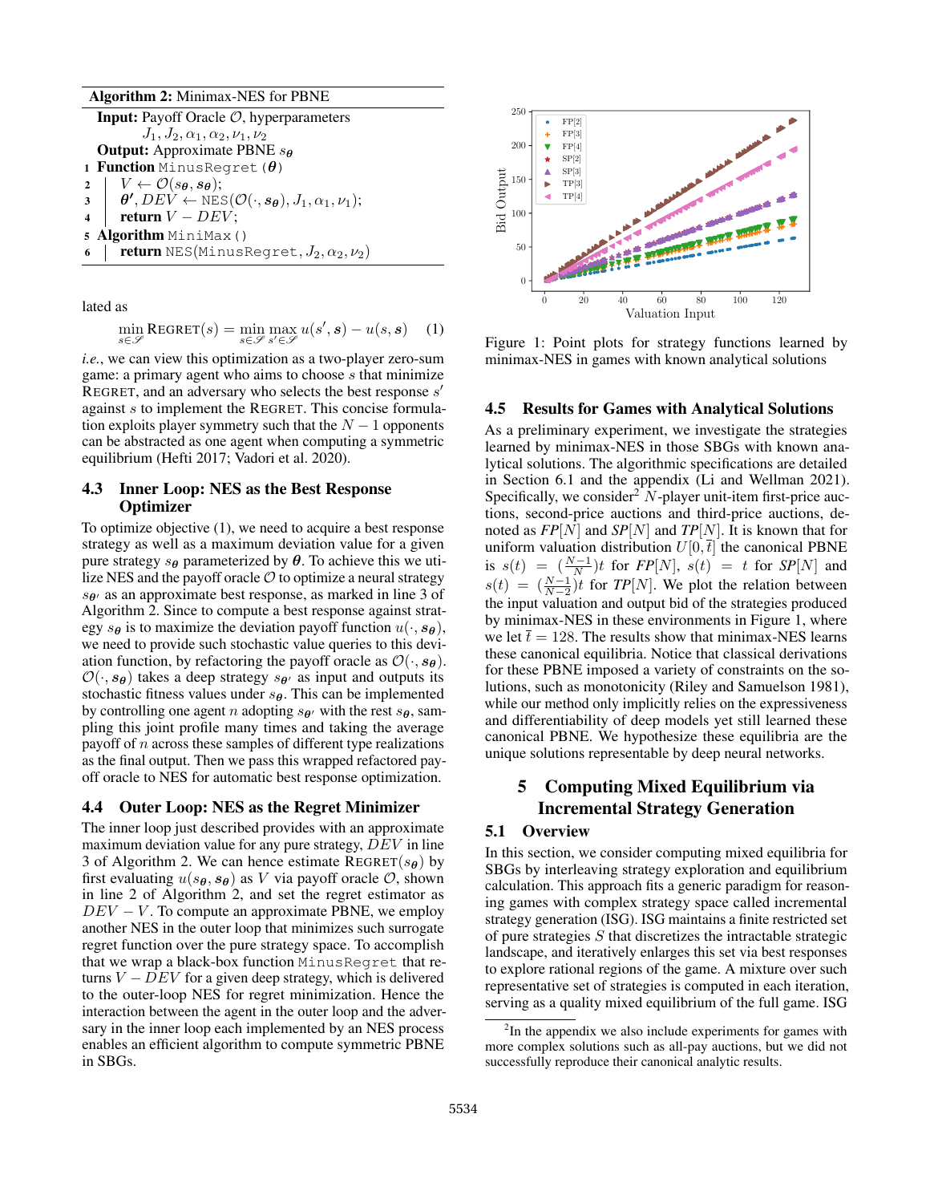**Algorithm 2:** Minimax-NES for PBNE

```
Input: Payoff Oracle O, hyperparameters
       J1, J2, α1, α2, ν1, ν2
Output: Approximate PBNE s_θ
1 Function MinusRegret(θ)
2   | V ← O(s_θ, s_θ);
3   | θ', DEV ← NES(O(·, s_θ), J1, α1, ν1);
4   | return V − DEV;
5 Algorithm MiniMax()
6   | return NES(MinusRegret, J2, α2, ν2)
```

lated as

$$\min_{s \in \mathscr{S}} \text{REGRET}(s) = \min_{s \in \mathscr{S}} \max_{s' \in \mathscr{S}} u(s', \boldsymbol{s}) - u(s, \boldsymbol{s}) \quad (1)$$

*i.e.*, we can view this optimization as a two-player zero-sum game: a primary agent who aims to choose $s$ that minimize REGRET, and an adversary who selects the best response $s'$ against $s$ to implement the REGRET. This concise formulation exploits player symmetry such that the $N-1$ opponents can be abstracted as one agent when computing a symmetric equilibrium (Hefti 2017; Vadori et al. 2020).

### 4.3 Inner Loop: NES as the Best Response Optimizer

To optimize objective (1), we need to acquire a best response strategy as well as a maximum deviation value for a given pure strategy $s_{\boldsymbol{\theta}}$ parameterized by $\boldsymbol{\theta}$. To achieve this we utilize NES and the payoff oracle $\mathcal{O}$ to optimize a neural strategy $s_{\boldsymbol{\theta}'}$ as an approximate best response, as marked in line 3 of Algorithm 2. Since to compute a best response against strategy $s_{\boldsymbol{\theta}}$ is to maximize the deviation payoff function $u(\cdot, \boldsymbol{s}_{\boldsymbol{\theta}})$, we need to provide such stochastic value queries to this deviation function, by refactoring the payoff oracle as $\mathcal{O}(\cdot, \boldsymbol{s}_{\boldsymbol{\theta}})$. $\mathcal{O}(\cdot, \boldsymbol{s}_{\boldsymbol{\theta}})$ takes a deep strategy $s_{\boldsymbol{\theta}'}$ as input and outputs its stochastic fitness values under $s_{\boldsymbol{\theta}}$. This can be implemented by controlling one agent $n$ adopting $s_{\boldsymbol{\theta}'}$ with the rest $s_{\boldsymbol{\theta}}$, sampling this joint profile many times and taking the average payoff of $n$ across these samples of different type realizations as the final output. Then we pass this wrapped refactored payoff oracle to NES for automatic best response optimization.

### 4.4 Outer Loop: NES as the Regret Minimizer

The inner loop just described provides with an approximate maximum deviation value for any pure strategy, $DEV$ in line 3 of Algorithm 2. We can hence estimate REGRET$(s_{\boldsymbol{\theta}})$ by first evaluating $u(s_{\boldsymbol{\theta}}, \boldsymbol{s}_{\boldsymbol{\theta}})$ as $V$ via payoff oracle $\mathcal{O}$, shown in line 2 of Algorithm 2, and set the regret estimator as $DEV - V$. To compute an approximate PBNE, we employ another NES in the outer loop that minimizes such surrogate regret function over the pure strategy space. To accomplish that we wrap a black-box function `MinusRegret` that returns $V - DEV$ for a given deep strategy, which is delivered to the outer-loop NES for regret minimization. Hence the interaction between the agent in the outer loop and the adversary in the inner loop each implemented by an NES process enables an efficient algorithm to compute symmetric PBNE in SBGs.

Figure 1: Point plots for strategy functions learned by minimax-NES in games with known analytical solutions

### 4.5 Results for Games with Analytical Solutions

As a preliminary experiment, we investigate the strategies learned by minimax-NES in those SBGs with known analytical solutions. The algorithmic specifications are detailed in Section 6.1 and the appendix (Li and Wellman 2021). Specifically, we consider[2] $N$-player unit-item first-price auctions, second-price auctions and third-price auctions, denoted as *FP*$[N]$ and *SP*$[N]$ and *TP*$[N]$. It is known that for uniform valuation distribution $U[0, \bar{t}]$ the canonical PBNE is $s(t) = (\frac{N-1}{N})t$ for *FP*$[N]$, $s(t) = t$ for *SP*$[N]$ and $s(t) = (\frac{N-1}{N-2})t$ for *TP*$[N]$. We plot the relation between the input valuation and output bid of the strategies produced by minimax-NES in these environments in Figure 1, where we let $\bar{t} = 128$. The results show that minimax-NES learns these canonical equilibria. Notice that classical derivations for these PBNE imposed a variety of constraints on the solutions, such as monotonicity (Riley and Samuelson 1981), while our method only implicitly relies on the expressiveness and differentiability of deep models yet still learned these canonical PBNE. We hypothesize these equilibria are the unique solutions representable by deep neural networks.

## 5 Computing Mixed Equilibrium via Incremental Strategy Generation

### 5.1 Overview

In this section, we consider computing mixed equilibria for SBGs by interleaving strategy exploration and equilibrium calculation. This approach fits a generic paradigm for reasoning games with complex strategy space called incremental strategy generation (ISG). ISG maintains a finite restricted set of pure strategies $S$ that discretizes the intractable strategic landscape, and iteratively enlarges this set via best responses to explore rational regions of the game. A mixture over such representative set of strategies is computed in each iteration, serving as a quality mixed equilibrium of the full game. ISG

[2] In the appendix we also include experiments for games with more complex solutions such as all-pay auctions, but we did not successfully reproduce their canonical analytic results.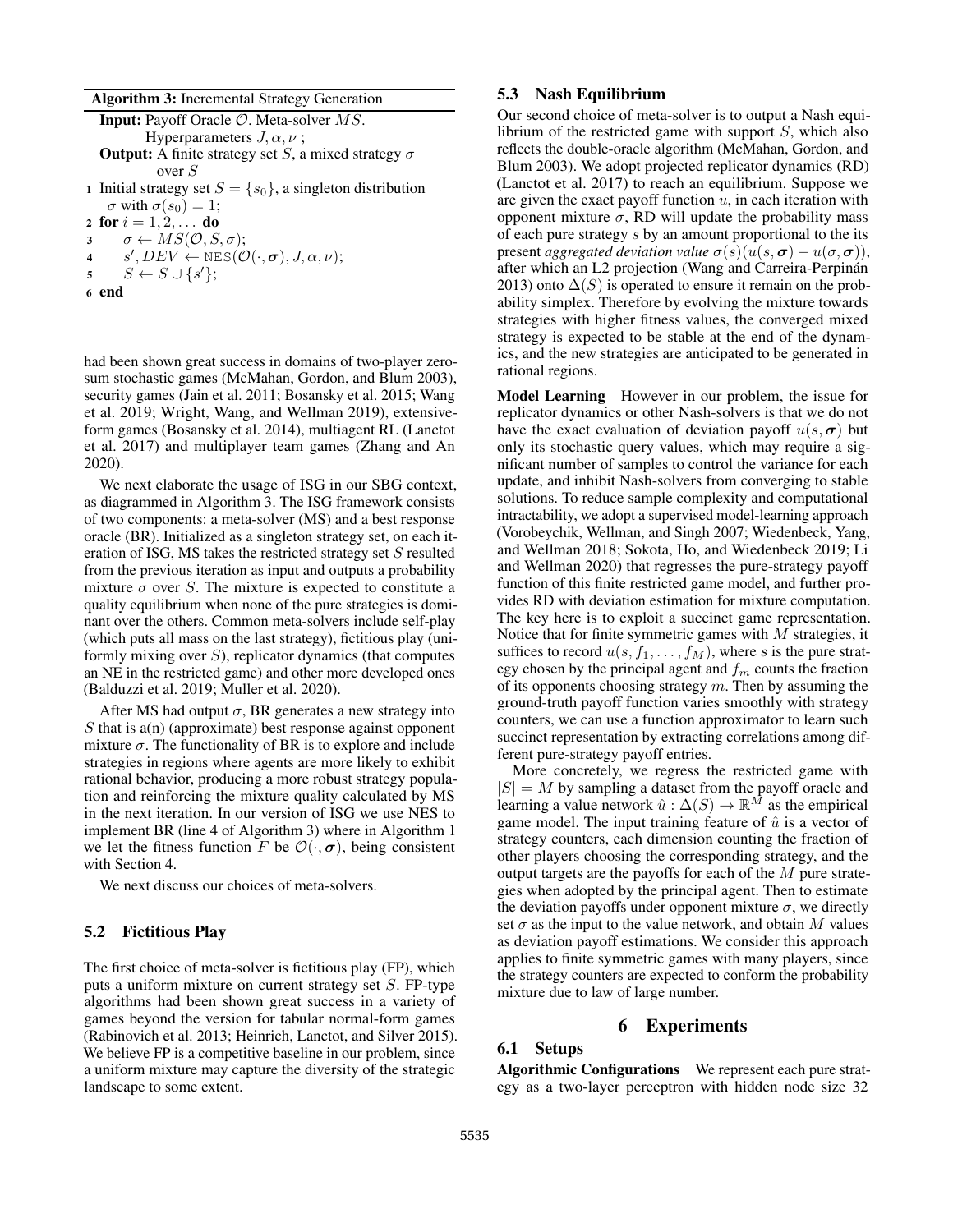**Algorithm 3:** Incremental Strategy Generation

**Input:** Payoff Oracle $\mathcal{O}$. Meta-solver $MS$. Hyperparameters $J, \alpha, \nu$ ;
**Output:** A finite strategy set $S$, a mixed strategy $\sigma$ over $S$

```
1 Initial strategy set S = {s_0}, a singleton distribution
  σ with σ(s_0) = 1;
2 for i = 1, 2, ... do
3   σ ← MS(O, S, σ);
4   s', DEV ← NES(O(·, σ), J, α, ν);
5   S ← S ∪ {s'};
6 end
```

had been shown great success in domains of two-player zero-sum stochastic games (McMahan, Gordon, and Blum 2003), security games (Jain et al. 2011; Bosansky et al. 2015; Wang et al. 2019; Wright, Wang, and Wellman 2019), extensive-form games (Bosansky et al. 2014), multiagent RL (Lanctot et al. 2017) and multiplayer team games (Zhang and An 2020).

We next elaborate the usage of ISG in our SBG context, as diagrammed in Algorithm 3. The ISG framework consists of two components: a meta-solver (MS) and a best response oracle (BR). Initialized as a singleton strategy set, on each iteration of ISG, MS takes the restricted strategy set $S$ resulted from the previous iteration as input and outputs a probability mixture $\sigma$ over $S$. The mixture is expected to constitute a quality equilibrium when none of the pure strategies is dominant over the others. Common meta-solvers include self-play (which puts all mass on the last strategy), fictitious play (uniformly mixing over $S$), replicator dynamics (that computes an NE in the restricted game) and other more developed ones (Balduzzi et al. 2019; Muller et al. 2020).

After MS had output $\sigma$, BR generates a new strategy into $S$ that is a(n) (approximate) best response against opponent mixture $\sigma$. The functionality of BR is to explore and include strategies in regions where agents are more likely to exhibit rational behavior, producing a more robust strategy population and reinforcing the mixture quality calculated by MS in the next iteration. In our version of ISG we use NES to implement BR (line 4 of Algorithm 3) where in Algorithm 1 we let the fitness function $F$ be $\mathcal{O}(\cdot, \boldsymbol{\sigma})$, being consistent with Section 4.

We next discuss our choices of meta-solvers.

## 5.2 Fictitious Play

The first choice of meta-solver is fictitious play (FP), which puts a uniform mixture on current strategy set $S$. FP-type algorithms had been shown great success in a variety of games beyond the version for tabular normal-form games (Rabinovich et al. 2013; Heinrich, Lanctot, and Silver 2015). We believe FP is a competitive baseline in our problem, since a uniform mixture may capture the diversity of the strategic landscape to some extent.

## 5.3 Nash Equilibrium

Our second choice of meta-solver is to output a Nash equilibrium of the restricted game with support $S$, which also reflects the double-oracle algorithm (McMahan, Gordon, and Blum 2003). We adopt projected replicator dynamics (RD) (Lanctot et al. 2017) to reach an equilibrium. Suppose we are given the exact payoff function $u$, in each iteration with opponent mixture $\sigma$, RD will update the probability mass of each pure strategy $s$ by an amount proportional to the its present *aggregated deviation value* $\sigma(s)(u(s, \boldsymbol{\sigma}) - u(\sigma, \boldsymbol{\sigma}))$, after which an L2 projection (Wang and Carreira-Perpinán 2013) onto $\Delta(S)$ is operated to ensure it remain on the probability simplex. Therefore by evolving the mixture towards strategies with higher fitness values, the converged mixed strategy is expected to be stable at the end of the dynamics, and the new strategies are anticipated to be generated in rational regions.

**Model Learning** However in our problem, the issue for replicator dynamics or other Nash-solvers is that we do not have the exact evaluation of deviation payoff $u(s, \boldsymbol{\sigma})$ but only its stochastic query values, which may require a significant number of samples to control the variance for each update, and inhibit Nash-solvers from converging to stable solutions. To reduce sample complexity and computational intractability, we adopt a supervised model-learning approach (Vorobeychik, Wellman, and Singh 2007; Wiedenbeck, Yang, and Wellman 2018; Sokota, Ho, and Wiedenbeck 2019; Li and Wellman 2020) that regresses the pure-strategy payoff function of this finite restricted game model, and further provides RD with deviation estimation for mixture computation. The key here is to exploit a succinct game representation. Notice that for finite symmetric games with $M$ strategies, it suffices to record $u(s, f_1, \ldots, f_M)$, where $s$ is the pure strategy chosen by the principal agent and $f_m$ counts the fraction of its opponents choosing strategy $m$. Then by assuming the ground-truth payoff function varies smoothly with strategy counters, we can use a function approximator to learn such succinct representation by extracting correlations among different pure-strategy payoff entries.

More concretely, we regress the restricted game with $|S| = M$ by sampling a dataset from the payoff oracle and learning a value network $\hat{u} : \Delta(S) \to \mathbb{R}^M$ as the empirical game model. The input training feature of $\hat{u}$ is a vector of strategy counters, each dimension counting the fraction of other players choosing the corresponding strategy, and the output targets are the payoffs for each of the $M$ pure strategies when adopted by the principal agent. Then to estimate the deviation payoffs under opponent mixture $\sigma$, we directly set $\sigma$ as the input to the value network, and obtain $M$ values as deviation payoff estimations. We consider this approach applies to finite symmetric games with many players, since the strategy counters are expected to conform the probability mixture due to law of large number.

# 6 Experiments

## 6.1 Setups

**Algorithmic Configurations** We represent each pure strategy as a two-layer perceptron with hidden node size 32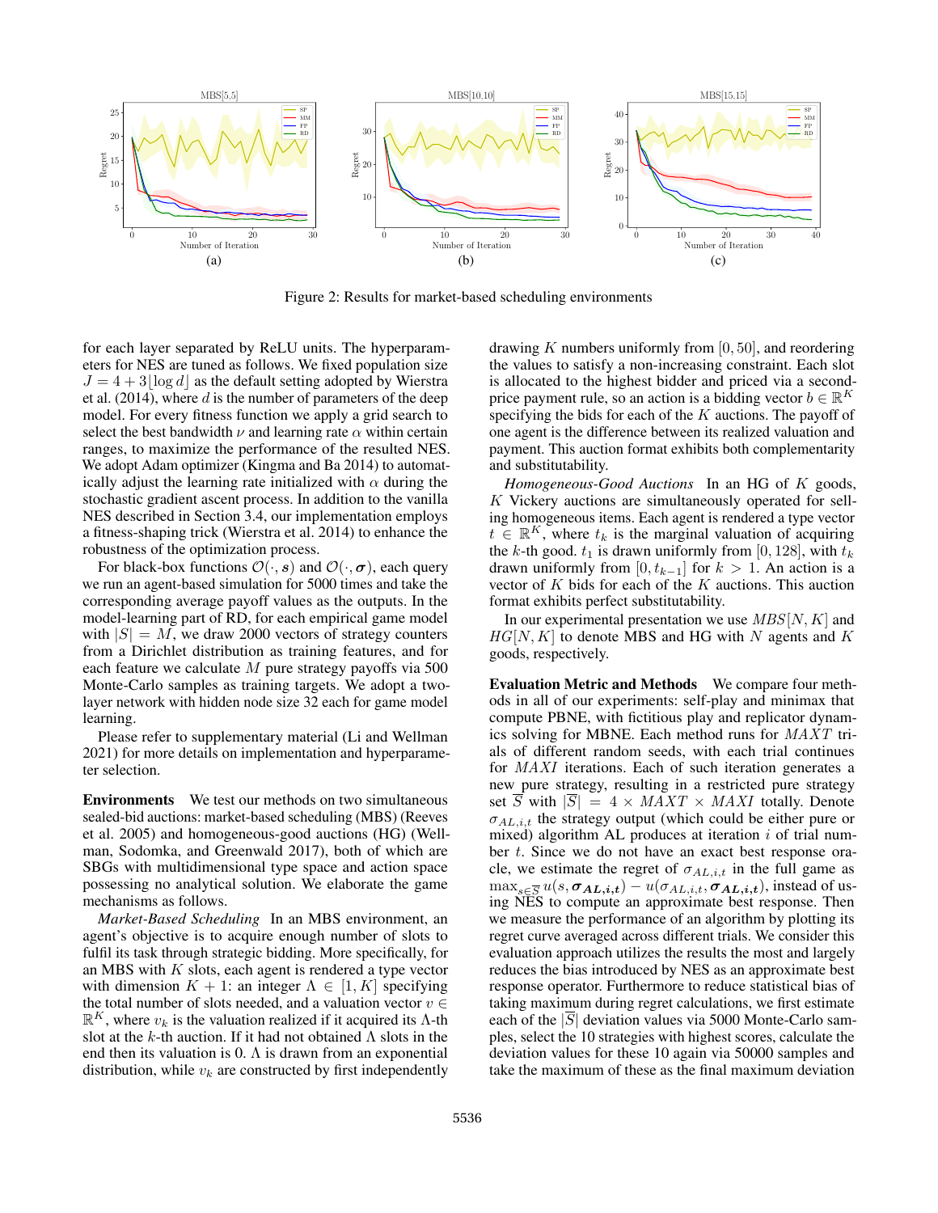Figure 2: Results for market-based scheduling environments

for each layer separated by ReLU units. The hyperparameters for NES are tuned as follows. We fixed population size $J = 4 + 3\lfloor \log d \rfloor$ as the default setting adopted by Wierstra et al. (2014), where $d$ is the number of parameters of the deep model. For every fitness function we apply a grid search to select the best bandwidth $\nu$ and learning rate $\alpha$ within certain ranges, to maximize the performance of the resulted NES. We adopt Adam optimizer (Kingma and Ba 2014) to automatically adjust the learning rate initialized with $\alpha$ during the stochastic gradient ascent process. In addition to the vanilla NES described in Section 3.4, our implementation employs a fitness-shaping trick (Wierstra et al. 2014) to enhance the robustness of the optimization process.

For black-box functions $\mathcal{O}(\cdot, \boldsymbol{s})$ and $\mathcal{O}(\cdot, \boldsymbol{\sigma})$, each query we run an agent-based simulation for 5000 times and take the corresponding average payoff values as the outputs. In the model-learning part of RD, for each empirical game model with $|S| = M$, we draw 2000 vectors of strategy counters from a Dirichlet distribution as training features, and for each feature we calculate $M$ pure strategy payoffs via 500 Monte-Carlo samples as training targets. We adopt a two-layer network with hidden node size 32 each for game model learning.

Please refer to supplementary material (Li and Wellman 2021) for more details on implementation and hyperparameter selection.

**Environments** We test our methods on two simultaneous sealed-bid auctions: market-based scheduling (MBS) (Reeves et al. 2005) and homogeneous-good auctions (HG) (Wellman, Sodomka, and Greenwald 2017), both of which are SBGs with multidimensional type space and action space possessing no analytical solution. We elaborate the game mechanisms as follows.

*Market-Based Scheduling* In an MBS environment, an agent's objective is to acquire enough number of slots to fulfil its task through strategic bidding. More specifically, for an MBS with $K$ slots, each agent is rendered a type vector with dimension $K + 1$: an integer $\Lambda \in [1, K]$ specifying the total number of slots needed, and a valuation vector $v \in \mathbb{R}^K$, where $v_k$ is the valuation realized if it acquired its $\Lambda$-th slot at the $k$-th auction. If it had not obtained $\Lambda$ slots in the end then its valuation is 0. $\Lambda$ is drawn from an exponential distribution, while $v_k$ are constructed by first independently drawing $K$ numbers uniformly from $[0, 50]$, and reordering the values to satisfy a non-increasing constraint. Each slot is allocated to the highest bidder and priced via a second-price payment rule, so an action is a bidding vector $b \in \mathbb{R}^K$ specifying the bids for each of the $K$ auctions. The payoff of one agent is the difference between its realized valuation and payment. This auction format exhibits both complementarity and substitutability.

*Homogeneous-Good Auctions* In an HG of $K$ goods, $K$ Vickery auctions are simultaneously operated for selling homogeneous items. Each agent is rendered a type vector $t \in \mathbb{R}^K$, where $t_k$ is the marginal valuation of acquiring the $k$-th good. $t_1$ is drawn uniformly from $[0, 128]$, with $t_k$ drawn uniformly from $[0, t_{k-1}]$ for $k > 1$. An action is a vector of $K$ bids for each of the $K$ auctions. This auction format exhibits perfect substitutability.

In our experimental presentation we use $MBS[N, K]$ and $HG[N, K]$ to denote MBS and HG with $N$ agents and $K$ goods, respectively.

**Evaluation Metric and Methods** We compare four methods in all of our experiments: self-play and minimax that compute PBNE, with fictitious play and replicator dynamics solving for MBNE. Each method runs for $MAXT$ trials of different random seeds, with each trial continues for $MAXI$ iterations. Each of such iteration generates a new pure strategy, resulting in a restricted pure strategy set $\overline{S}$ with $|\overline{S}| = 4 \times MAXT \times MAXI$ totally. Denote $\sigma_{AL,i,t}$ the strategy output (which could be either pure or mixed) algorithm AL produces at iteration $i$ of trial number $t$. Since we do not have an exact best response oracle, we estimate the regret of $\sigma_{AL,i,t}$ in the full game as $\max_{s \in \overline{S}} u(s, \boldsymbol{\sigma_{AL,i,t}}) - u(\sigma_{AL,i,t}, \boldsymbol{\sigma_{AL,i,t}})$, instead of using NES to compute an approximate best response. Then we measure the performance of an algorithm by plotting its regret curve averaged across different trials. We consider this evaluation approach utilizes the results the most and largely reduces the bias introduced by NES as an approximate best response operator. Furthermore to reduce statistical bias of taking maximum during regret calculations, we first estimate each of the $|\overline{S}|$ deviation values via 5000 Monte-Carlo samples, select the 10 strategies with highest scores, calculate the deviation values for these 10 again via 50000 samples and take the maximum of these as the final maximum deviation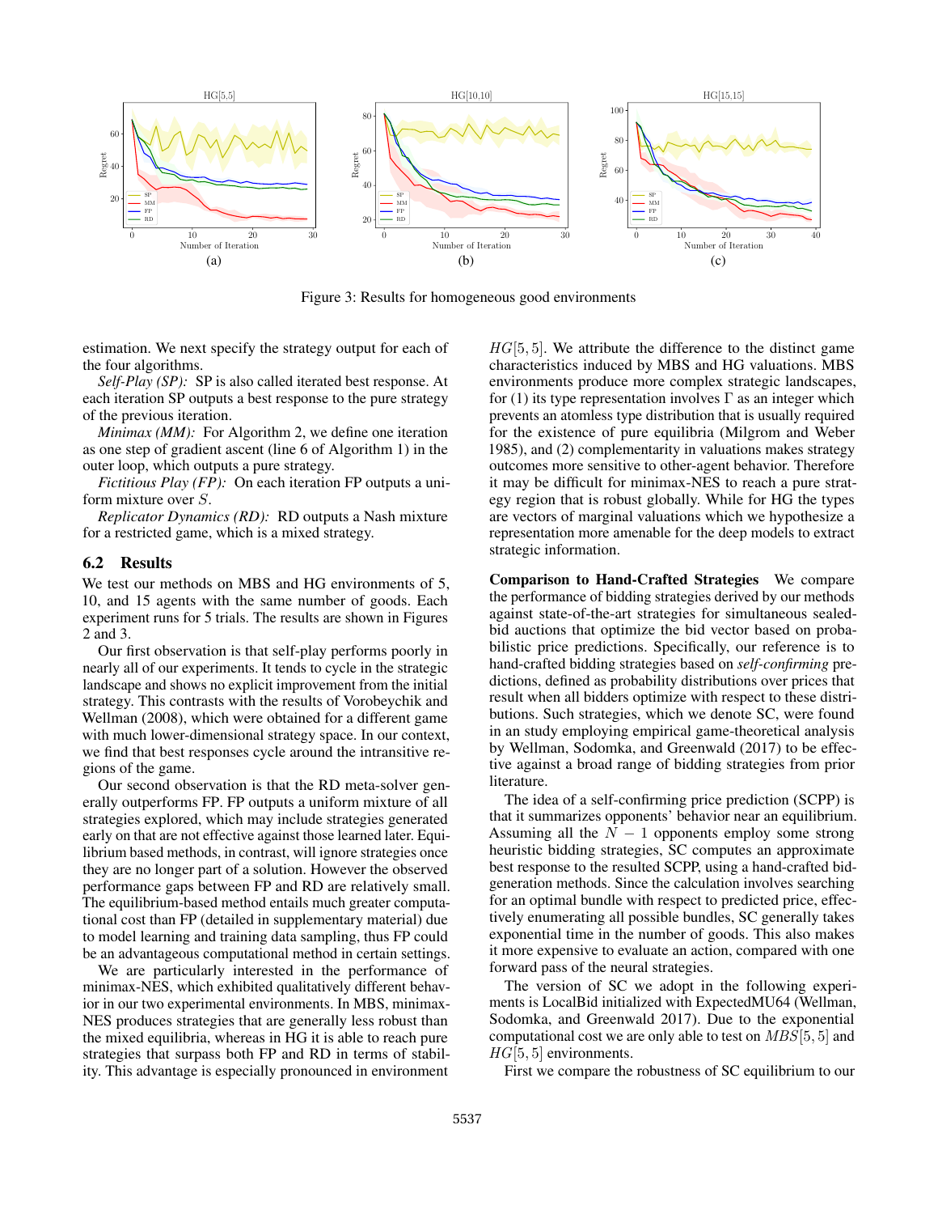Figure 3: Results for homogeneous good environments

estimation. We next specify the strategy output for each of the four algorithms.

*Self-Play (SP):* SP is also called iterated best response. At each iteration SP outputs a best response to the pure strategy of the previous iteration.

*Minimax (MM):* For Algorithm 2, we define one iteration as one step of gradient ascent (line 6 of Algorithm 1) in the outer loop, which outputs a pure strategy.

*Fictitious Play (FP):* On each iteration FP outputs a uniform mixture over $S$.

*Replicator Dynamics (RD):* RD outputs a Nash mixture for a restricted game, which is a mixed strategy.

## 6.2 Results

We test our methods on MBS and HG environments of 5, 10, and 15 agents with the same number of goods. Each experiment runs for 5 trials. The results are shown in Figures 2 and 3.

Our first observation is that self-play performs poorly in nearly all of our experiments. It tends to cycle in the strategic landscape and shows no explicit improvement from the initial strategy. This contrasts with the results of Vorobeychik and Wellman (2008), which were obtained for a different game with much lower-dimensional strategy space. In our context, we find that best responses cycle around the intransitive regions of the game.

Our second observation is that the RD meta-solver generally outperforms FP. FP outputs a uniform mixture of all strategies explored, which may include strategies generated early on that are not effective against those learned later. Equilibrium based methods, in contrast, will ignore strategies once they are no longer part of a solution. However the observed performance gaps between FP and RD are relatively small. The equilibrium-based method entails much greater computational cost than FP (detailed in supplementary material) due to model learning and training data sampling, thus FP could be an advantageous computational method in certain settings.

We are particularly interested in the performance of minimax-NES, which exhibited qualitatively different behavior in our two experimental environments. In MBS, minimax-NES produces strategies that are generally less robust than the mixed equilibria, whereas in HG it is able to reach pure strategies that surpass both FP and RD in terms of stability. This advantage is especially pronounced in environment $HG[5,5]$. We attribute the difference to the distinct game characteristics induced by MBS and HG valuations. MBS environments produce more complex strategic landscapes, for (1) its type representation involves $\Gamma$ as an integer which prevents an atomless type distribution that is usually required for the existence of pure equilibria (Milgrom and Weber 1985), and (2) complementarity in valuations makes strategy outcomes more sensitive to other-agent behavior. Therefore it may be difficult for minimax-NES to reach a pure strategy region that is robust globally. While for HG the types are vectors of marginal valuations which we hypothesize a representation more amenable for the deep models to extract strategic information.

**Comparison to Hand-Crafted Strategies** We compare the performance of bidding strategies derived by our methods against state-of-the-art strategies for simultaneous sealed-bid auctions that optimize the bid vector based on probabilistic price predictions. Specifically, our reference is to hand-crafted bidding strategies based on ***self-confirming*** predictions, defined as probability distributions over prices that result when all bidders optimize with respect to these distributions. Such strategies, which we denote SC, were found in an study employing empirical game-theoretical analysis by Wellman, Sodomka, and Greenwald (2017) to be effective against a broad range of bidding strategies from prior literature.

The idea of a self-confirming price prediction (SCPP) is that it summarizes opponents' behavior near an equilibrium. Assuming all the $N-1$ opponents employ some strong heuristic bidding strategies, SC computes an approximate best response to the resulted SCPP, using a hand-crafted bid-generation methods. Since the calculation involves searching for an optimal bundle with respect to predicted price, effectively enumerating all possible bundles, SC generally takes exponential time in the number of goods. This also makes it more expensive to evaluate an action, compared with one forward pass of the neural strategies.

The version of SC we adopt in the following experiments is LocalBid initialized with ExpectedMU64 (Wellman, Sodomka, and Greenwald 2017). Due to the exponential computational cost we are only able to test on $MBS[5,5]$ and $HG[5,5]$ environments.

First we compare the robustness of SC equilibrium to our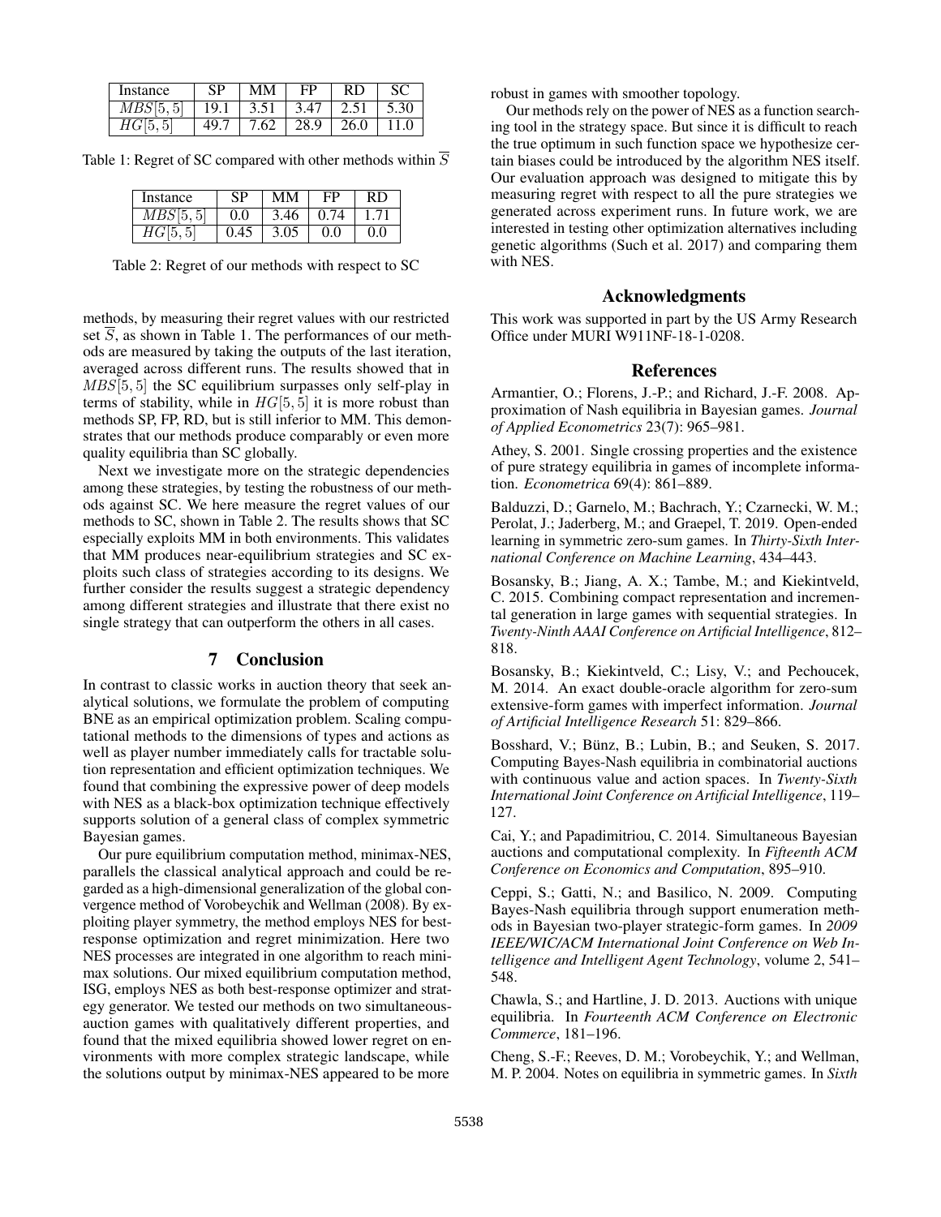| Instance | SP | MM | FP | RD | SC |
|---|---|---|---|---|---|
| $MBS[5,5]$ | 19.1 | 3.51 | 3.47 | 2.51 | 5.30 |
| $HG[5,5]$ | 49.7 | 7.62 | 28.9 | 26.0 | 11.0 |

Table 1: Regret of SC compared with other methods within $\overline{S}$

| Instance | SP | MM | FP | RD |
|---|---|---|---|---|
| $MBS[5,5]$ | 0.0 | 3.46 | 0.74 | 1.71 |
| $HG[5,5]$ | 0.45 | 3.05 | 0.0 | 0.0 |

Table 2: Regret of our methods with respect to SC

methods, by measuring their regret values with our restricted set $\overline{S}$, as shown in Table 1. The performances of our methods are measured by taking the outputs of the last iteration, averaged across different runs. The results showed that in $MBS[5,5]$ the SC equilibrium surpasses only self-play in terms of stability, while in $HG[5,5]$ it is more robust than methods SP, FP, RD, but is still inferior to MM. This demonstrates that our methods produce comparably or even more quality equilibria than SC globally.

Next we investigate more on the strategic dependencies among these strategies, by testing the robustness of our methods against SC. We here measure the regret values of our methods to SC, shown in Table 2. The results shows that SC especially exploits MM in both environments. This validates that MM produces near-equilibrium strategies and SC exploits such class of strategies according to its designs. We further consider the results suggest a strategic dependency among different strategies and illustrate that there exist no single strategy that can outperform the others in all cases.

## 7 Conclusion

In contrast to classic works in auction theory that seek analytical solutions, we formulate the problem of computing BNE as an empirical optimization problem. Scaling computational methods to the dimensions of types and actions as well as player number immediately calls for tractable solution representation and efficient optimization techniques. We found that combining the expressive power of deep models with NES as a black-box optimization technique effectively supports solution of a general class of complex symmetric Bayesian games.

Our pure equilibrium computation method, minimax-NES, parallels the classical analytical approach and could be regarded as a high-dimensional generalization of the global convergence method of Vorobeychik and Wellman (2008). By exploiting player symmetry, the method employs NES for best-response optimization and regret minimization. Here two NES processes are integrated in one algorithm to reach minimax solutions. Our mixed equilibrium computation method, ISG, employs NES as both best-response optimizer and strategy generator. We tested our methods on two simultaneous-auction games with qualitatively different properties, and found that the mixed equilibria showed lower regret on environments with more complex strategic landscape, while the solutions output by minimax-NES appeared to be more robust in games with smoother topology.

Our methods rely on the power of NES as a function searching tool in the strategy space. But since it is difficult to reach the true optimum in such function space we hypothesize certain biases could be introduced by the algorithm NES itself. Our evaluation approach was designed to mitigate this by measuring regret with respect to all the pure strategies we generated across experiment runs. In future work, we are interested in testing other optimization alternatives including genetic algorithms (Such et al. 2017) and comparing them with NES.

## Acknowledgments

This work was supported in part by the US Army Research Office under MURI W911NF-18-1-0208.

## References

Armantier, O.; Florens, J.-P.; and Richard, J.-F. 2008. Approximation of Nash equilibria in Bayesian games. *Journal of Applied Econometrics* 23(7): 965–981.

Athey, S. 2001. Single crossing properties and the existence of pure strategy equilibria in games of incomplete information. *Econometrica* 69(4): 861–889.

Balduzzi, D.; Garnelo, M.; Bachrach, Y.; Czarnecki, W. M.; Perolat, J.; Jaderberg, M.; and Graepel, T. 2019. Open-ended learning in symmetric zero-sum games. In *Thirty-Sixth International Conference on Machine Learning*, 434–443.

Bosansky, B.; Jiang, A. X.; Tambe, M.; and Kiekintveld, C. 2015. Combining compact representation and incremental generation in large games with sequential strategies. In *Twenty-Ninth AAAI Conference on Artificial Intelligence*, 812–818.

Bosansky, B.; Kiekintveld, C.; Lisy, V.; and Pechoucek, M. 2014. An exact double-oracle algorithm for zero-sum extensive-form games with imperfect information. *Journal of Artificial Intelligence Research* 51: 829–866.

Bosshard, V.; Bünz, B.; Lubin, B.; and Seuken, S. 2017. Computing Bayes-Nash equilibria in combinatorial auctions with continuous value and action spaces. In *Twenty-Sixth International Joint Conference on Artificial Intelligence*, 119–127.

Cai, Y.; and Papadimitriou, C. 2014. Simultaneous Bayesian auctions and computational complexity. In *Fifteenth ACM Conference on Economics and Computation*, 895–910.

Ceppi, S.; Gatti, N.; and Basilico, N. 2009. Computing Bayes-Nash equilibria through support enumeration methods in Bayesian two-player strategic-form games. In *2009 IEEE/WIC/ACM International Joint Conference on Web Intelligence and Intelligent Agent Technology*, volume 2, 541–548.

Chawla, S.; and Hartline, J. D. 2013. Auctions with unique equilibria. In *Fourteenth ACM Conference on Electronic Commerce*, 181–196.

Cheng, S.-F.; Reeves, D. M.; Vorobeychik, Y.; and Wellman, M. P. 2004. Notes on equilibria in symmetric games. In *Sixth*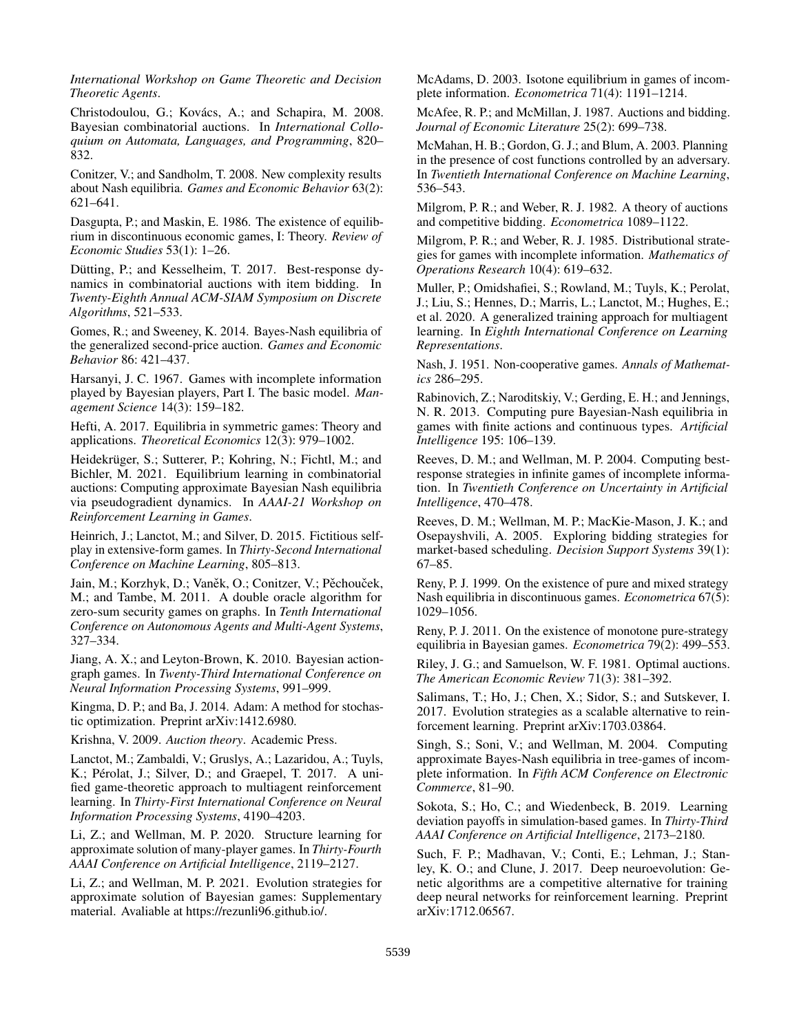*International Workshop on Game Theoretic and Decision Theoretic Agents*.

Christodoulou, G.; Kovács, A.; and Schapira, M. 2008. Bayesian combinatorial auctions. In *International Colloquium on Automata, Languages, and Programming*, 820–832.

Conitzer, V.; and Sandholm, T. 2008. New complexity results about Nash equilibria. *Games and Economic Behavior* 63(2): 621–641.

Dasgupta, P.; and Maskin, E. 1986. The existence of equilibrium in discontinuous economic games, I: Theory. *Review of Economic Studies* 53(1): 1–26.

Dütting, P.; and Kesselheim, T. 2017. Best-response dynamics in combinatorial auctions with item bidding. In *Twenty-Eighth Annual ACM-SIAM Symposium on Discrete Algorithms*, 521–533.

Gomes, R.; and Sweeney, K. 2014. Bayes-Nash equilibria of the generalized second-price auction. *Games and Economic Behavior* 86: 421–437.

Harsanyi, J. C. 1967. Games with incomplete information played by Bayesian players, Part I. The basic model. *Management Science* 14(3): 159–182.

Hefti, A. 2017. Equilibria in symmetric games: Theory and applications. *Theoretical Economics* 12(3): 979–1002.

Heidekrüger, S.; Sutterer, P.; Kohring, N.; Fichtl, M.; and Bichler, M. 2021. Equilibrium learning in combinatorial auctions: Computing approximate Bayesian Nash equilibria via pseudogradient dynamics. In *AAAI-21 Workshop on Reinforcement Learning in Games*.

Heinrich, J.; Lanctot, M.; and Silver, D. 2015. Fictitious self-play in extensive-form games. In *Thirty-Second International Conference on Machine Learning*, 805–813.

Jain, M.; Korzhyk, D.; Vaněk, O.; Conitzer, V.; Pěchouček, M.; and Tambe, M. 2011. A double oracle algorithm for zero-sum security games on graphs. In *Tenth International Conference on Autonomous Agents and Multi-Agent Systems*, 327–334.

Jiang, A. X.; and Leyton-Brown, K. 2010. Bayesian action-graph games. In *Twenty-Third International Conference on Neural Information Processing Systems*, 991–999.

Kingma, D. P.; and Ba, J. 2014. Adam: A method for stochastic optimization. Preprint arXiv:1412.6980.

Krishna, V. 2009. *Auction theory*. Academic Press.

Lanctot, M.; Zambaldi, V.; Gruslys, A.; Lazaridou, A.; Tuyls, K.; Pérolat, J.; Silver, D.; and Graepel, T. 2017. A unified game-theoretic approach to multiagent reinforcement learning. In *Thirty-First International Conference on Neural Information Processing Systems*, 4190–4203.

Li, Z.; and Wellman, M. P. 2020. Structure learning for approximate solution of many-player games. In *Thirty-Fourth AAAI Conference on Artificial Intelligence*, 2119–2127.

Li, Z.; and Wellman, M. P. 2021. Evolution strategies for approximate solution of Bayesian games: Supplementary material. Avaliable at https://rezunli96.github.io/.

McAdams, D. 2003. Isotone equilibrium in games of incomplete information. *Econometrica* 71(4): 1191–1214.

McAfee, R. P.; and McMillan, J. 1987. Auctions and bidding. *Journal of Economic Literature* 25(2): 699–738.

McMahan, H. B.; Gordon, G. J.; and Blum, A. 2003. Planning in the presence of cost functions controlled by an adversary. In *Twentieth International Conference on Machine Learning*, 536–543.

Milgrom, P. R.; and Weber, R. J. 1982. A theory of auctions and competitive bidding. *Econometrica* 1089–1122.

Milgrom, P. R.; and Weber, R. J. 1985. Distributional strategies for games with incomplete information. *Mathematics of Operations Research* 10(4): 619–632.

Muller, P.; Omidshafiei, S.; Rowland, M.; Tuyls, K.; Perolat, J.; Liu, S.; Hennes, D.; Marris, L.; Lanctot, M.; Hughes, E.; et al. 2020. A generalized training approach for multiagent learning. In *Eighth International Conference on Learning Representations*.

Nash, J. 1951. Non-cooperative games. *Annals of Mathematics* 286–295.

Rabinovich, Z.; Naroditskiy, V.; Gerding, E. H.; and Jennings, N. R. 2013. Computing pure Bayesian-Nash equilibria in games with finite actions and continuous types. *Artificial Intelligence* 195: 106–139.

Reeves, D. M.; and Wellman, M. P. 2004. Computing best-response strategies in infinite games of incomplete information. In *Twentieth Conference on Uncertainty in Artificial Intelligence*, 470–478.

Reeves, D. M.; Wellman, M. P.; MacKie-Mason, J. K.; and Osepayshvili, A. 2005. Exploring bidding strategies for market-based scheduling. *Decision Support Systems* 39(1): 67–85.

Reny, P. J. 1999. On the existence of pure and mixed strategy Nash equilibria in discontinuous games. *Econometrica* 67(5): 1029–1056.

Reny, P. J. 2011. On the existence of monotone pure-strategy equilibria in Bayesian games. *Econometrica* 79(2): 499–553.

Riley, J. G.; and Samuelson, W. F. 1981. Optimal auctions. *The American Economic Review* 71(3): 381–392.

Salimans, T.; Ho, J.; Chen, X.; Sidor, S.; and Sutskever, I. 2017. Evolution strategies as a scalable alternative to reinforcement learning. Preprint arXiv:1703.03864.

Singh, S.; Soni, V.; and Wellman, M. 2004. Computing approximate Bayes-Nash equilibria in tree-games of incomplete information. In *Fifth ACM Conference on Electronic Commerce*, 81–90.

Sokota, S.; Ho, C.; and Wiedenbeck, B. 2019. Learning deviation payoffs in simulation-based games. In *Thirty-Third AAAI Conference on Artificial Intelligence*, 2173–2180.

Such, F. P.; Madhavan, V.; Conti, E.; Lehman, J.; Stanley, K. O.; and Clune, J. 2017. Deep neuroevolution: Genetic algorithms are a competitive alternative for training deep neural networks for reinforcement learning. Preprint arXiv:1712.06567.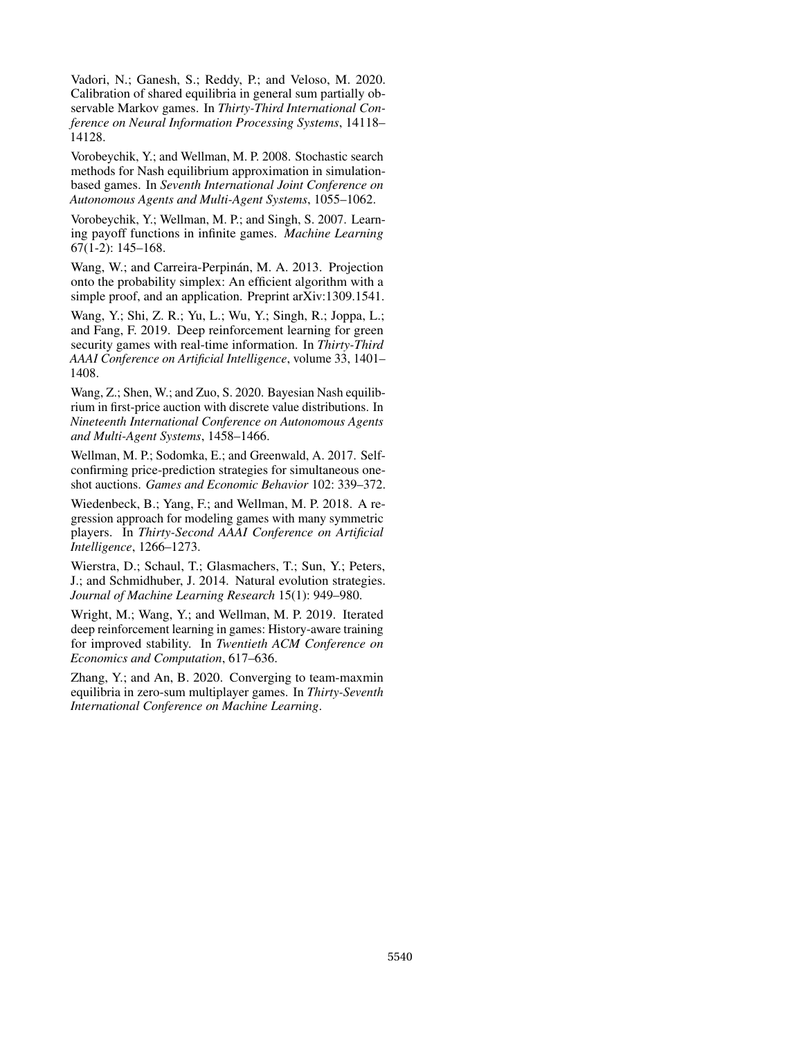Vadori, N.; Ganesh, S.; Reddy, P.; and Veloso, M. 2020. Calibration of shared equilibria in general sum partially observable Markov games. In *Thirty-Third International Conference on Neural Information Processing Systems*, 14118–14128.

Vorobeychik, Y.; and Wellman, M. P. 2008. Stochastic search methods for Nash equilibrium approximation in simulation-based games. In *Seventh International Joint Conference on Autonomous Agents and Multi-Agent Systems*, 1055–1062.

Vorobeychik, Y.; Wellman, M. P.; and Singh, S. 2007. Learning payoff functions in infinite games. *Machine Learning* 67(1-2): 145–168.

Wang, W.; and Carreira-Perpinán, M. A. 2013. Projection onto the probability simplex: An efficient algorithm with a simple proof, and an application. Preprint arXiv:1309.1541.

Wang, Y.; Shi, Z. R.; Yu, L.; Wu, Y.; Singh, R.; Joppa, L.; and Fang, F. 2019. Deep reinforcement learning for green security games with real-time information. In *Thirty-Third AAAI Conference on Artificial Intelligence*, volume 33, 1401–1408.

Wang, Z.; Shen, W.; and Zuo, S. 2020. Bayesian Nash equilibrium in first-price auction with discrete value distributions. In *Nineteenth International Conference on Autonomous Agents and Multi-Agent Systems*, 1458–1466.

Wellman, M. P.; Sodomka, E.; and Greenwald, A. 2017. Self-confirming price-prediction strategies for simultaneous one-shot auctions. *Games and Economic Behavior* 102: 339–372.

Wiedenbeck, B.; Yang, F.; and Wellman, M. P. 2018. A regression approach for modeling games with many symmetric players. In *Thirty-Second AAAI Conference on Artificial Intelligence*, 1266–1273.

Wierstra, D.; Schaul, T.; Glasmachers, T.; Sun, Y.; Peters, J.; and Schmidhuber, J. 2014. Natural evolution strategies. *Journal of Machine Learning Research* 15(1): 949–980.

Wright, M.; Wang, Y.; and Wellman, M. P. 2019. Iterated deep reinforcement learning in games: History-aware training for improved stability. In *Twentieth ACM Conference on Economics and Computation*, 617–636.

Zhang, Y.; and An, B. 2020. Converging to team-maxmin equilibria in zero-sum multiplayer games. In *Thirty-Seventh International Conference on Machine Learning*.